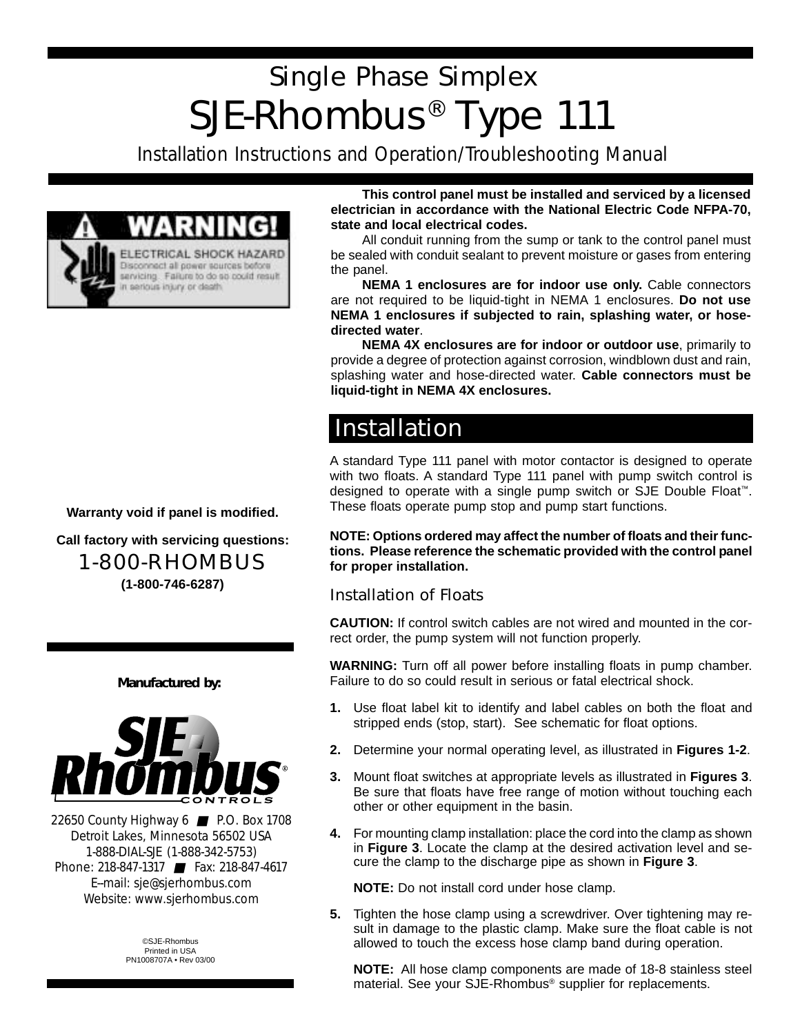# Single Phase Simplex

# SJE-Rhombus® Type 111

Installation Instructions and Operation/Troubleshooting Manual

**WARNING!**

ELECTRICAL SHOCK HAZARD
Disconnect all power sources before servicing. Failure to do so could result in serious injury or death.

**Warranty void if panel is modified.**

**Call factory with servicing questions:**

1-800-RHOMBUS

**(1-800-746-6287)**

***Manufactured by:***

SJE Rhombus® CONTROLS

22650 County Highway 6 ■ P.O. Box 1708
Detroit Lakes, Minnesota 56502 USA
1-888-DIAL-SJE (1-888-342-5753)
Phone: 218-847-1317 ■ Fax: 218-847-4617
E–mail: sje@sjerhombus.com
Website: www.sjerhombus.com

©SJE-Rhombus
Printed in USA
PN1008707A • Rev 03/00

**This control panel must be installed and serviced by a licensed electrician in accordance with the National Electric Code NFPA-70, state and local electrical codes.**

All conduit running from the sump or tank to the control panel must be sealed with conduit sealant to prevent moisture or gases from entering the panel.

**NEMA 1 enclosures are for indoor use only.** Cable connectors are not required to be liquid-tight in NEMA 1 enclosures. **Do not use NEMA 1 enclosures if subjected to rain, splashing water, or hose-directed water**.

**NEMA 4X enclosures are for indoor or outdoor use**, primarily to provide a degree of protection against corrosion, windblown dust and rain, splashing water and hose-directed water. **Cable connectors must be liquid-tight in NEMA 4X enclosures.**

## Installation

A standard Type 111 panel with motor contactor is designed to operate with two floats. A standard Type 111 panel with pump switch control is designed to operate with a single pump switch or SJE Double Float™. These floats operate pump stop and pump start functions.

**NOTE: Options ordered may affect the number of floats and their functions. Please reference the schematic provided with the control panel for proper installation.**

### Installation of Floats

**CAUTION:** If control switch cables are not wired and mounted in the correct order, the pump system will not function properly.

**WARNING:** Turn off all power before installing floats in pump chamber. Failure to do so could result in serious or fatal electrical shock.

1. Use float label kit to identify and label cables on both the float and stripped ends (stop, start). See schematic for float options.
2. Determine your normal operating level, as illustrated in **Figures 1-2**.
3. Mount float switches at appropriate levels as illustrated in **Figures 3**. Be sure that floats have free range of motion without touching each other or other equipment in the basin.
4. For mounting clamp installation: place the cord into the clamp as shown in **Figure 3**. Locate the clamp at the desired activation level and secure the clamp to the discharge pipe as shown in **Figure 3**.

   **NOTE:** Do not install cord under hose clamp.
5. Tighten the hose clamp using a screwdriver. Over tightening may result in damage to the plastic clamp. Make sure the float cable is not allowed to touch the excess hose clamp band during operation.

   **NOTE:** All hose clamp components are made of 18-8 stainless steel material. See your SJE-Rhombus® supplier for replacements.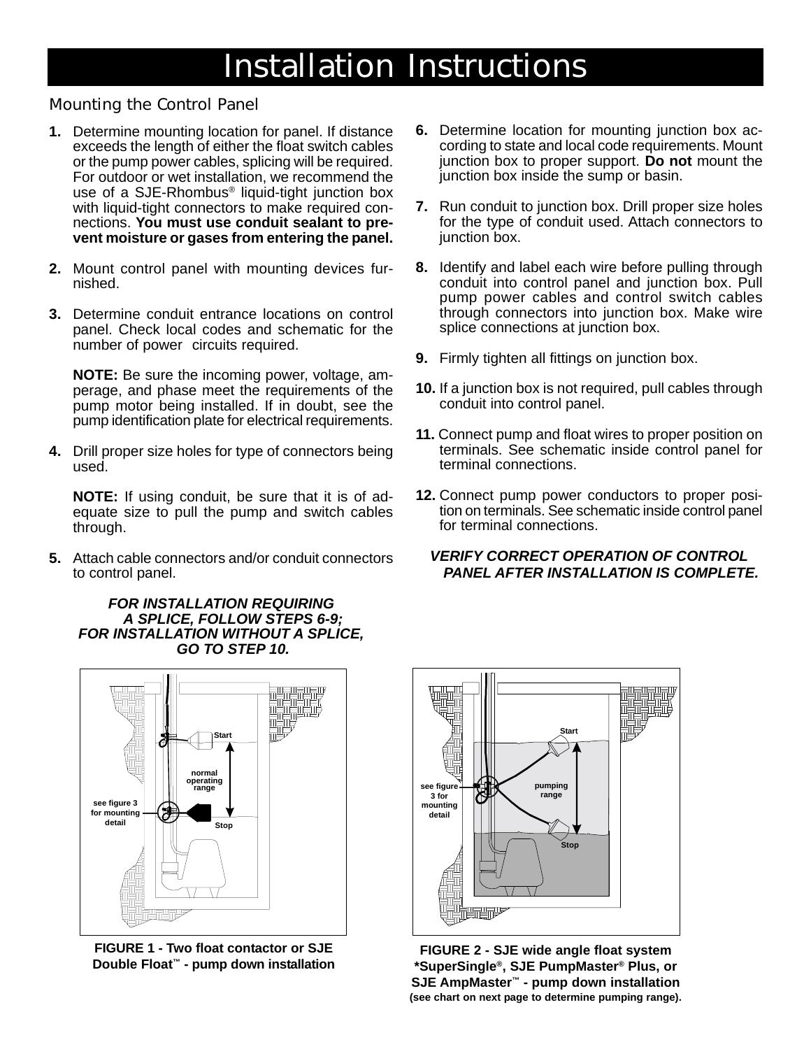# Installation Instructions

## Mounting the Control Panel

1. Determine mounting location for panel. If distance exceeds the length of either the float switch cables or the pump power cables, splicing will be required. For outdoor or wet installation, we recommend the use of a SJE-Rhombus® liquid-tight junction box with liquid-tight connectors to make required connections. **You must use conduit sealant to prevent moisture or gases from entering the panel.**

2. Mount control panel with mounting devices furnished.

3. Determine conduit entrance locations on control panel. Check local codes and schematic for the number of power circuits required.

   **NOTE:** Be sure the incoming power, voltage, amperage, and phase meet the requirements of the pump motor being installed. If in doubt, see the pump identification plate for electrical requirements.

4. Drill proper size holes for type of connectors being used.

   **NOTE:** If using conduit, be sure that it is of adequate size to pull the pump and switch cables through.

5. Attach cable connectors and/or conduit connectors to control panel.

***FOR INSTALLATION REQUIRING A SPLICE, FOLLOW STEPS 6-9; FOR INSTALLATION WITHOUT A SPLICE, GO TO STEP 10.***

6. Determine location for mounting junction box according to state and local code requirements. Mount junction box to proper support. **Do not** mount the junction box inside the sump or basin.

7. Run conduit to junction box. Drill proper size holes for the type of conduit used. Attach connectors to junction box.

8. Identify and label each wire before pulling through conduit into control panel and junction box. Pull pump power cables and control switch cables through connectors into junction box. Make wire splice connections at junction box.

9. Firmly tighten all fittings on junction box.

10. If a junction box is not required, pull cables through conduit into control panel.

11. Connect pump and float wires to proper position on terminals. See schematic inside control panel for terminal connections.

12. Connect pump power conductors to proper position on terminals. See schematic inside control panel for terminal connections.

***VERIFY CORRECT OPERATION OF CONTROL PANEL AFTER INSTALLATION IS COMPLETE.***

Start

normal operating range

see figure 3 for mounting detail

Stop

**FIGURE 1 - Two float contactor or SJE Double Float™ - pump down installation**

Start

see figure 3 for mounting detail

pumping range

Stop

**FIGURE 2 - SJE wide angle float system *SuperSingle®, SJE PumpMaster® Plus, or SJE AmpMaster™ - pump down installation**
**(see chart on next page to determine pumping range).**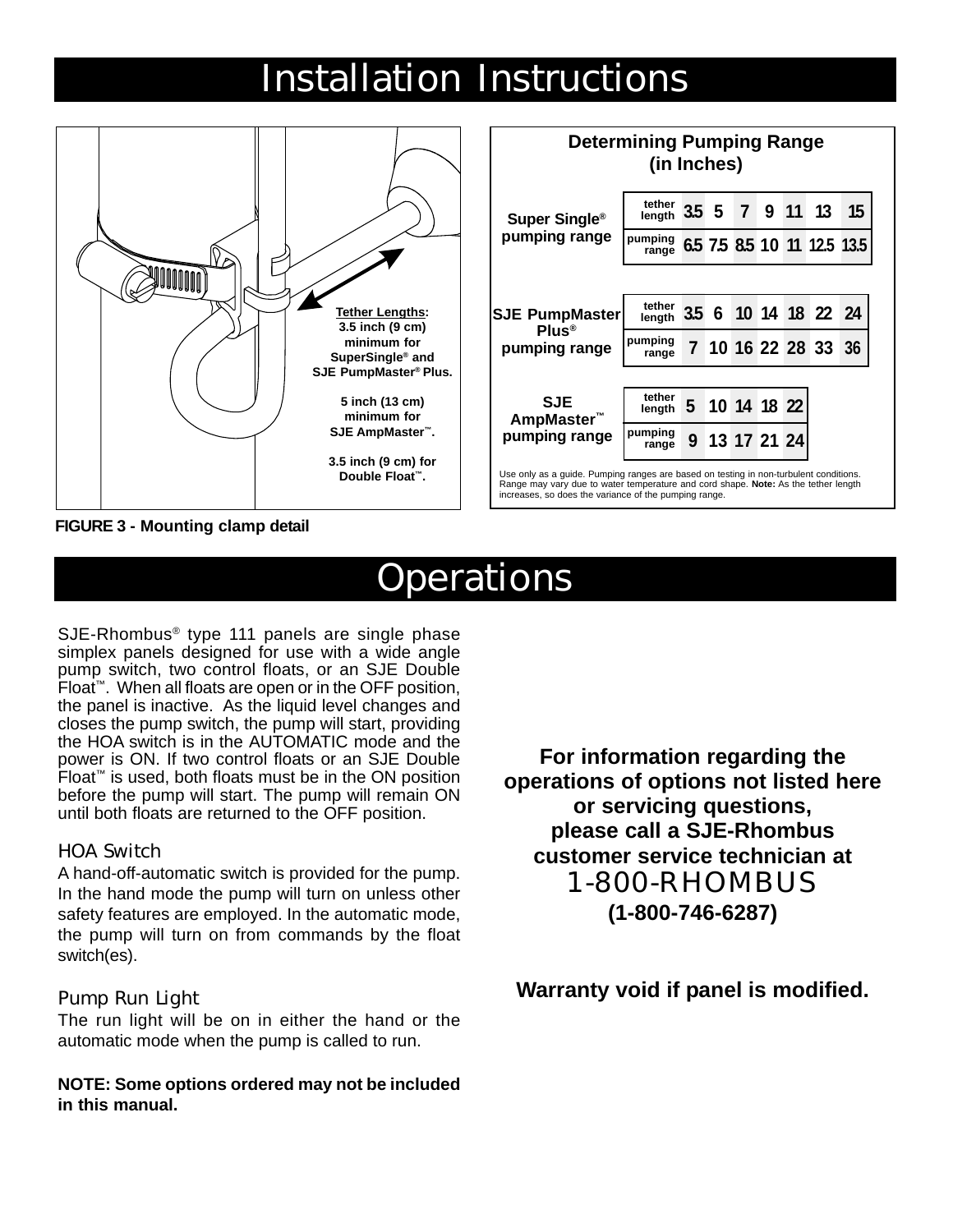# Installation Instructions

**Tether Lengths:**
3.5 inch (9 cm) minimum for SuperSingle® and SJE PumpMaster® Plus.

5 inch (13 cm) minimum for SJE AmpMaster™.

3.5 inch (9 cm) for Double Float™.

**FIGURE 3 - Mounting clamp detail**

### Determining Pumping Range (in Inches)

**Super Single® pumping range**

| tether length | 3.5 | 5 | 7 | 9 | 11 | 13 | 15 |
|---|---|---|---|---|---|---|---|
| pumping range | 6.5 | 7.5 | 8.5 | 10 | 11 | 12.5 | 13.5 |

**SJE PumpMaster Plus® pumping range**

| tether length | 3.5 | 6 | 10 | 14 | 18 | 22 | 24 |
|---|---|---|---|---|---|---|---|
| pumping range | 7 | 10 | 16 | 22 | 28 | 33 | 36 |

**SJE AmpMaster™ pumping range**

| tether length | 5 | 10 | 14 | 18 | 22 |
|---|---|---|---|---|---|
| pumping range | 9 | 13 | 17 | 21 | 24 |

Use only as a guide. Pumping ranges are based on testing in non-turbulent conditions. Range may vary due to water temperature and cord shape. **Note:** As the tether length increases, so does the variance of the pumping range.

# Operations

SJE-Rhombus® type 111 panels are single phase simplex panels designed for use with a wide angle pump switch, two control floats, or an SJE Double Float™. When all floats are open or in the OFF position, the panel is inactive. As the liquid level changes and closes the pump switch, the pump will start, providing the HOA switch is in the AUTOMATIC mode and the power is ON. If two control floats or an SJE Double Float™ is used, both floats must be in the ON position before the pump will start. The pump will remain ON until both floats are returned to the OFF position.

## HOA Switch

A hand-off-automatic switch is provided for the pump. In the hand mode the pump will turn on unless other safety features are employed. In the automatic mode, the pump will turn on from commands by the float switch(es).

## Pump Run Light

The run light will be on in either the hand or the automatic mode when the pump is called to run.

**NOTE: Some options ordered may not be included in this manual.**

**For information regarding the operations of options not listed here or servicing questions, please call a SJE-Rhombus customer service technician at**
1-800-RHOMBUS
**(1-800-746-6287)**

**Warranty void if panel is modified.**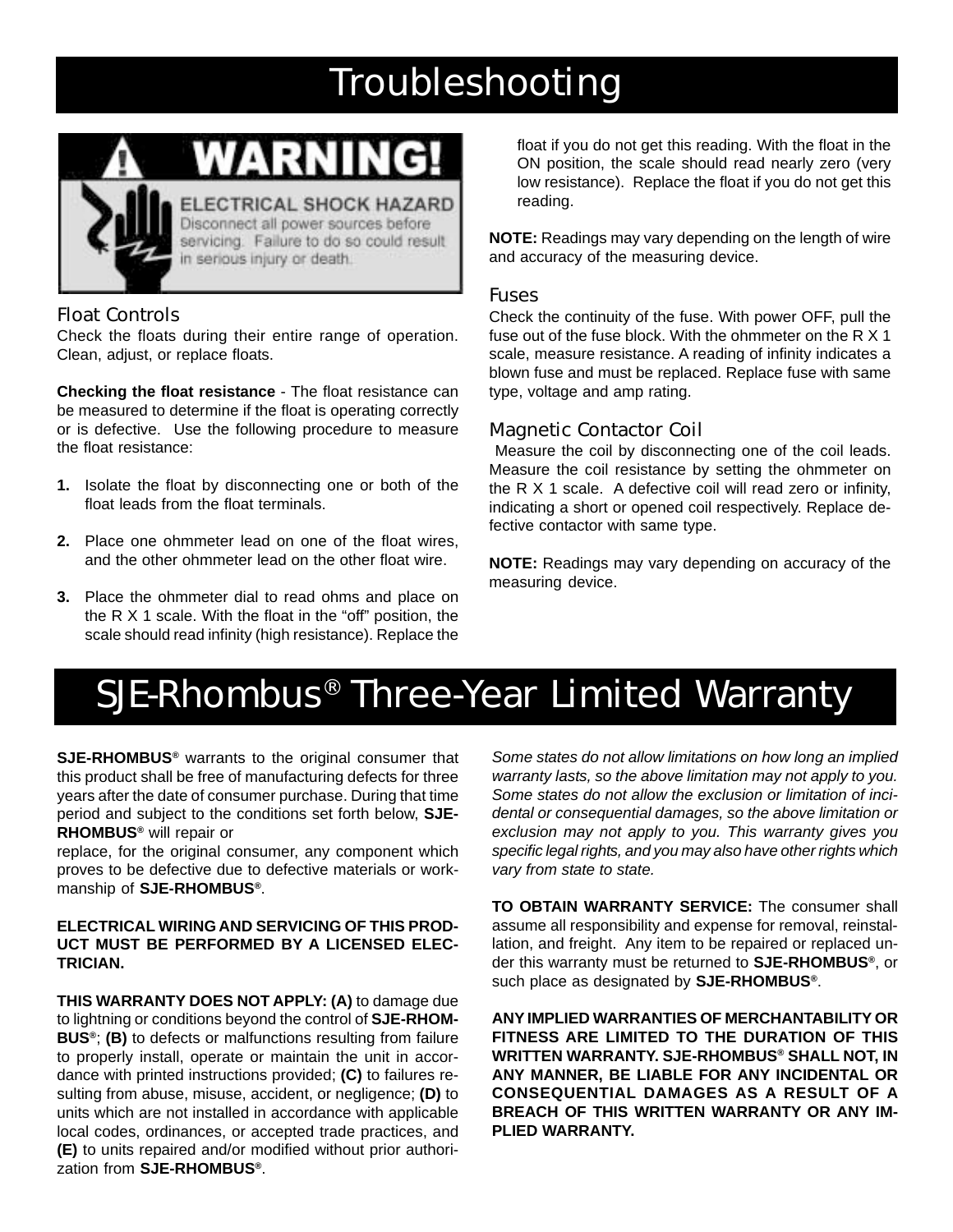# Troubleshooting

**WARNING!**

**ELECTRICAL SHOCK HAZARD**
Disconnect all power sources before servicing. Failure to do so could result in serious injury or death.

## Float Controls

Check the floats during their entire range of operation. Clean, adjust, or replace floats.

**Checking the float resistance** - The float resistance can be measured to determine if the float is operating correctly or is defective. Use the following procedure to measure the float resistance:

1. Isolate the float by disconnecting one or both of the float leads from the float terminals.
2. Place one ohmmeter lead on one of the float wires, and the other ohmmeter lead on the other float wire.
3. Place the ohmmeter dial to read ohms and place on the R X 1 scale. With the float in the "off" position, the scale should read infinity (high resistance). Replace the float if you do not get this reading. With the float in the ON position, the scale should read nearly zero (very low resistance). Replace the float if you do not get this reading.

**NOTE:** Readings may vary depending on the length of wire and accuracy of the measuring device.

## Fuses

Check the continuity of the fuse. With power OFF, pull the fuse out of the fuse block. With the ohmmeter on the R X 1 scale, measure resistance. A reading of infinity indicates a blown fuse and must be replaced. Replace fuse with same type, voltage and amp rating.

## Magnetic Contactor Coil

Measure the coil by disconnecting one of the coil leads. Measure the coil resistance by setting the ohmmeter on the R X 1 scale. A defective coil will read zero or infinity, indicating a short or opened coil respectively. Replace defective contactor with same type.

**NOTE:** Readings may vary depending on accuracy of the measuring device.

# SJE-Rhombus® Three-Year Limited Warranty

**SJE-RHOMBUS®** warrants to the original consumer that this product shall be free of manufacturing defects for three years after the date of consumer purchase. During that time period and subject to the conditions set forth below, **SJE-RHOMBUS®** will repair or replace, for the original consumer, any component which proves to be defective due to defective materials or workmanship of **SJE-RHOMBUS®**.

**ELECTRICAL WIRING AND SERVICING OF THIS PRODUCT MUST BE PERFORMED BY A LICENSED ELECTRICIAN.**

**THIS WARRANTY DOES NOT APPLY: (A)** to damage due to lightning or conditions beyond the control of **SJE-RHOMBUS®**; **(B)** to defects or malfunctions resulting from failure to properly install, operate or maintain the unit in accordance with printed instructions provided; **(C)** to failures resulting from abuse, misuse, accident, or negligence; **(D)** to units which are not installed in accordance with applicable local codes, ordinances, or accepted trade practices, and **(E)** to units repaired and/or modified without prior authorization from **SJE-RHOMBUS®**.

*Some states do not allow limitations on how long an implied warranty lasts, so the above limitation may not apply to you. Some states do not allow the exclusion or limitation of incidental or consequential damages, so the above limitation or exclusion may not apply to you. This warranty gives you specific legal rights, and you may also have other rights which vary from state to state.*

**TO OBTAIN WARRANTY SERVICE:** The consumer shall assume all responsibility and expense for removal, reinstallation, and freight. Any item to be repaired or replaced under this warranty must be returned to **SJE-RHOMBUS®**, or such place as designated by **SJE-RHOMBUS®**.

**ANY IMPLIED WARRANTIES OF MERCHANTABILITY OR FITNESS ARE LIMITED TO THE DURATION OF THIS WRITTEN WARRANTY. SJE-RHOMBUS® SHALL NOT, IN ANY MANNER, BE LIABLE FOR ANY INCIDENTAL OR CONSEQUENTIAL DAMAGES AS A RESULT OF A BREACH OF THIS WRITTEN WARRANTY OR ANY IMPLIED WARRANTY.**